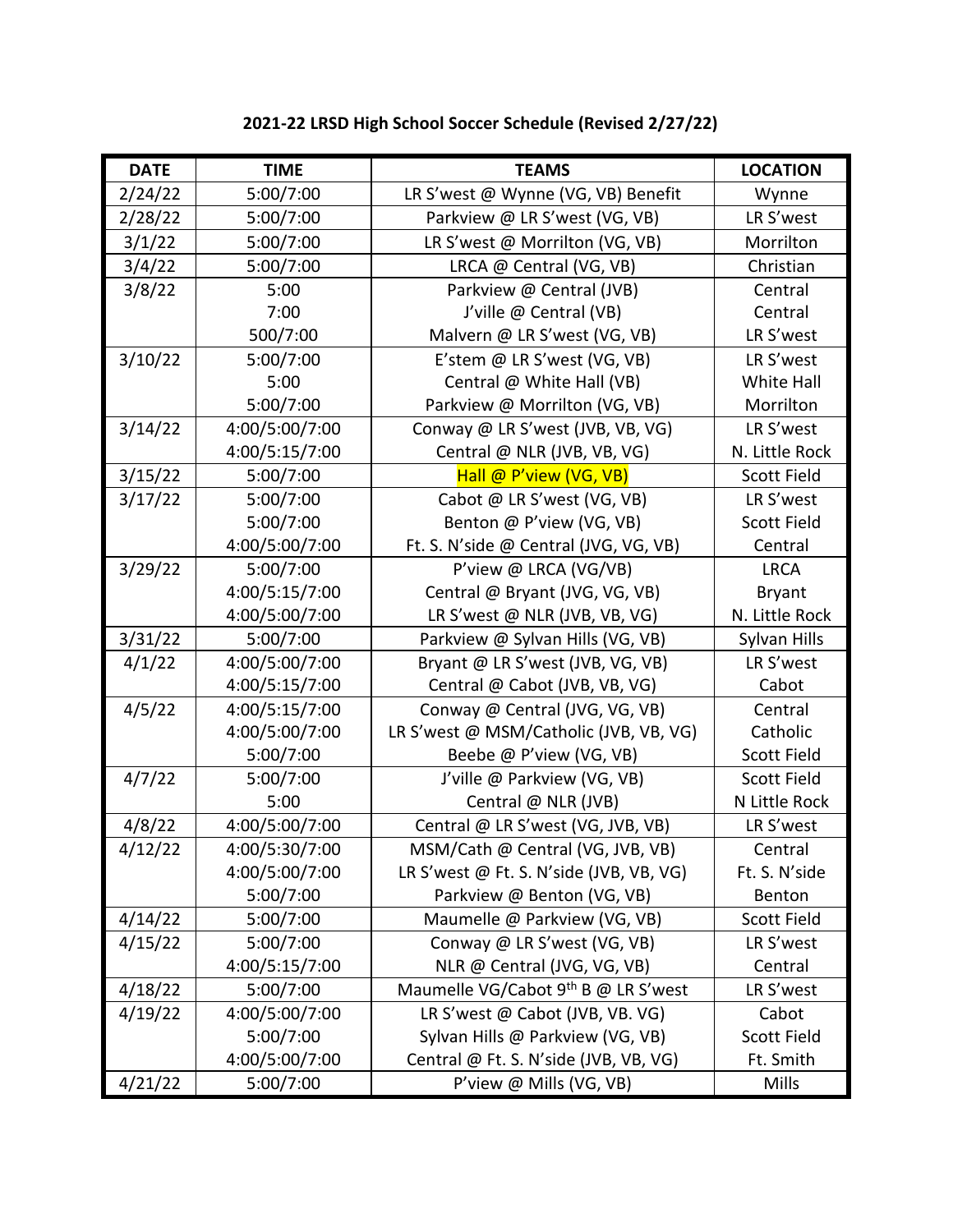**2021-22 LRSD High School Soccer Schedule (Revised 2/27/22)**

| DATE | TIME | TEAMS | LOCATION |
|---|---|---|---|
| 2/24/22 | 5:00/7:00 | LR S'west @ Wynne (VG, VB) Benefit | Wynne |
| 2/28/22 | 5:00/7:00 | Parkview @ LR S'west (VG, VB) | LR S'west |
| 3/1/22 | 5:00/7:00 | LR S'west @ Morrilton (VG, VB) | Morrilton |
| 3/4/22 | 5:00/7:00 | LRCA @ Central (VG, VB) | Christian |
| 3/8/22 | 5:00 | Parkview @ Central (JVB) | Central |
| | 7:00 | J'ville @ Central (VB) | Central |
| | 500/7:00 | Malvern @ LR S'west (VG, VB) | LR S'west |
| 3/10/22 | 5:00/7:00 | E'stem @ LR S'west (VG, VB) | LR S'west |
| | 5:00 | Central @ White Hall (VB) | White Hall |
| | 5:00/7:00 | Parkview @ Morrilton (VG, VB) | Morrilton |
| 3/14/22 | 4:00/5:00/7:00 | Conway @ LR S'west (JVB, VB, VG) | LR S'west |
| | 4:00/5:15/7:00 | Central @ NLR (JVB, VB, VG) | N. Little Rock |
| 3/15/22 | 5:00/7:00 | Hall @ P'view (VG, VB) | Scott Field |
| 3/17/22 | 5:00/7:00 | Cabot @ LR S'west (VG, VB) | LR S'west |
| | 5:00/7:00 | Benton @ P'view (VG, VB) | Scott Field |
| | 4:00/5:00/7:00 | Ft. S. N'side @ Central (JVG, VG, VB) | Central |
| 3/29/22 | 5:00/7:00 | P'view @ LRCA (VG/VB) | LRCA |
| | 4:00/5:15/7:00 | Central @ Bryant (JVG, VG, VB) | Bryant |
| | 4:00/5:00/7:00 | LR S'west @ NLR (JVB, VB, VG) | N. Little Rock |
| 3/31/22 | 5:00/7:00 | Parkview @ Sylvan Hills (VG, VB) | Sylvan Hills |
| 4/1/22 | 4:00/5:00/7:00 | Bryant @ LR S'west (JVB, VG, VB) | LR S'west |
| | 4:00/5:15/7:00 | Central @ Cabot (JVB, VB, VG) | Cabot |
| 4/5/22 | 4:00/5:15/7:00 | Conway @ Central (JVG, VG, VB) | Central |
| | 4:00/5:00/7:00 | LR S'west @ MSM/Catholic (JVB, VB, VG) | Catholic |
| | 5:00/7:00 | Beebe @ P'view (VG, VB) | Scott Field |
| 4/7/22 | 5:00/7:00 | J'ville @ Parkview (VG, VB) | Scott Field |
| | 5:00 | Central @ NLR (JVB) | N Little Rock |
| 4/8/22 | 4:00/5:00/7:00 | Central @ LR S'west (VG, JVB, VB) | LR S'west |
| 4/12/22 | 4:00/5:30/7:00 | MSM/Cath @ Central (VG, JVB, VB) | Central |
| | 4:00/5:00/7:00 | LR S'west @ Ft. S. N'side (JVB, VB, VG) | Ft. S. N'side |
| | 5:00/7:00 | Parkview @ Benton (VG, VB) | Benton |
| 4/14/22 | 5:00/7:00 | Maumelle @ Parkview (VG, VB) | Scott Field |
| 4/15/22 | 5:00/7:00 | Conway @ LR S'west (VG, VB) | LR S'west |
| | 4:00/5:15/7:00 | NLR @ Central (JVG, VG, VB) | Central |
| 4/18/22 | 5:00/7:00 | Maumelle VG/Cabot 9th B @ LR S'west | LR S'west |
| 4/19/22 | 4:00/5:00/7:00 | LR S'west @ Cabot (JVB, VB. VG) | Cabot |
| | 5:00/7:00 | Sylvan Hills @ Parkview (VG, VB) | Scott Field |
| | 4:00/5:00/7:00 | Central @ Ft. S. N'side (JVB, VB, VG) | Ft. Smith |
| 4/21/22 | 5:00/7:00 | P'view @ Mills (VG, VB) | Mills |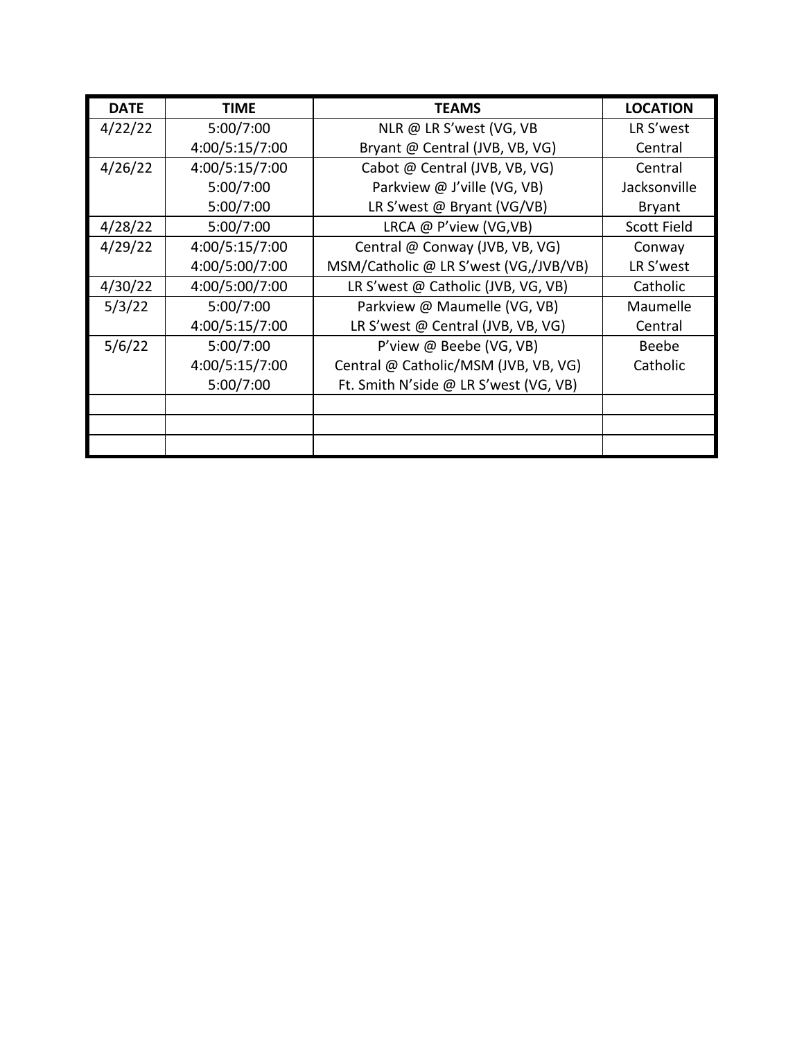| DATE | TIME | TEAMS | LOCATION |
| --- | --- | --- | --- |
| 4/22/22 | 5:00/7:00 | NLR @ LR S'west (VG, VB | LR S'west |
| | 4:00/5:15/7:00 | Bryant @ Central (JVB, VB, VG) | Central |
| 4/26/22 | 4:00/5:15/7:00 | Cabot @ Central (JVB, VB, VG) | Central |
| | 5:00/7:00 | Parkview @ J'ville (VG, VB) | Jacksonville |
| | 5:00/7:00 | LR S'west @ Bryant (VG/VB) | Bryant |
| 4/28/22 | 5:00/7:00 | LRCA @ P'view (VG,VB) | Scott Field |
| 4/29/22 | 4:00/5:15/7:00 | Central @ Conway (JVB, VB, VG) | Conway |
| | 4:00/5:00/7:00 | MSM/Catholic @ LR S'west (VG,/JVB/VB) | LR S'west |
| 4/30/22 | 4:00/5:00/7:00 | LR S'west @ Catholic (JVB, VG, VB) | Catholic |
| 5/3/22 | 5:00/7:00 | Parkview @ Maumelle (VG, VB) | Maumelle |
| | 4:00/5:15/7:00 | LR S'west @ Central (JVB, VB, VG) | Central |
| 5/6/22 | 5:00/7:00 | P'view @ Beebe (VG, VB) | Beebe |
| | 4:00/5:15/7:00 | Central @ Catholic/MSM (JVB, VB, VG) | Catholic |
| | 5:00/7:00 | Ft. Smith N'side @ LR S'west (VG, VB) | |
| | | | |
| | | | |
| | | | |